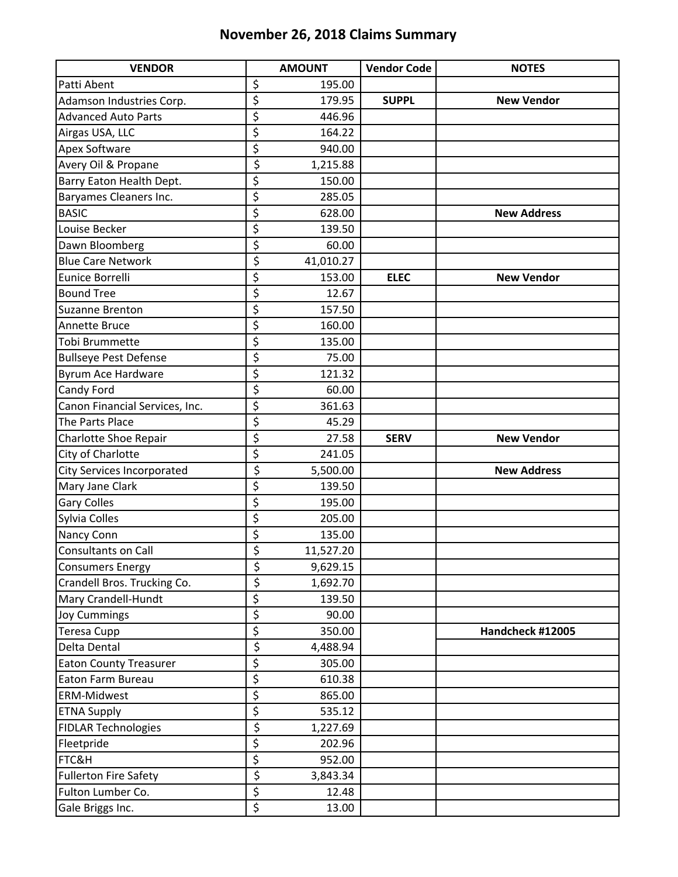# November 26, 2018 Claims Summary

| VENDOR | AMOUNT | Vendor Code | NOTES |
|---|---|---|---|
| Patti Abent | $ 195.00 | | |
| Adamson Industries Corp. | $ 179.95 | **SUPPL** | **New Vendor** |
| Advanced Auto Parts | $ 446.96 | | |
| Airgas USA, LLC | $ 164.22 | | |
| Apex Software | $ 940.00 | | |
| Avery Oil & Propane | $ 1,215.88 | | |
| Barry Eaton Health Dept. | $ 150.00 | | |
| Baryames Cleaners Inc. | $ 285.05 | | |
| BASIC | $ 628.00 | | **New Address** |
| Louise Becker | $ 139.50 | | |
| Dawn Bloomberg | $ 60.00 | | |
| Blue Care Network | $ 41,010.27 | | |
| Eunice Borrelli | $ 153.00 | **ELEC** | **New Vendor** |
| Bound Tree | $ 12.67 | | |
| Suzanne Brenton | $ 157.50 | | |
| Annette Bruce | $ 160.00 | | |
| Tobi Brummette | $ 135.00 | | |
| Bullseye Pest Defense | $ 75.00 | | |
| Byrum Ace Hardware | $ 121.32 | | |
| Candy Ford | $ 60.00 | | |
| Canon Financial Services, Inc. | $ 361.63 | | |
| The Parts Place | $ 45.29 | | |
| Charlotte Shoe Repair | $ 27.58 | **SERV** | **New Vendor** |
| City of Charlotte | $ 241.05 | | |
| City Services Incorporated | $ 5,500.00 | | **New Address** |
| Mary Jane Clark | $ 139.50 | | |
| Gary Colles | $ 195.00 | | |
| Sylvia Colles | $ 205.00 | | |
| Nancy Conn | $ 135.00 | | |
| Consultants on Call | $ 11,527.20 | | |
| Consumers Energy | $ 9,629.15 | | |
| Crandell Bros. Trucking Co. | $ 1,692.70 | | |
| Mary Crandell-Hundt | $ 139.50 | | |
| Joy Cummings | $ 90.00 | | |
| Teresa Cupp | $ 350.00 | | **Handcheck #12005** |
| Delta Dental | $ 4,488.94 | | |
| Eaton County Treasurer | $ 305.00 | | |
| Eaton Farm Bureau | $ 610.38 | | |
| ERM-Midwest | $ 865.00 | | |
| ETNA Supply | $ 535.12 | | |
| FIDLAR Technologies | $ 1,227.69 | | |
| Fleetpride | $ 202.96 | | |
| FTC&H | $ 952.00 | | |
| Fullerton Fire Safety | $ 3,843.34 | | |
| Fulton Lumber Co. | $ 12.48 | | |
| Gale Briggs Inc. | $ 13.00 | | |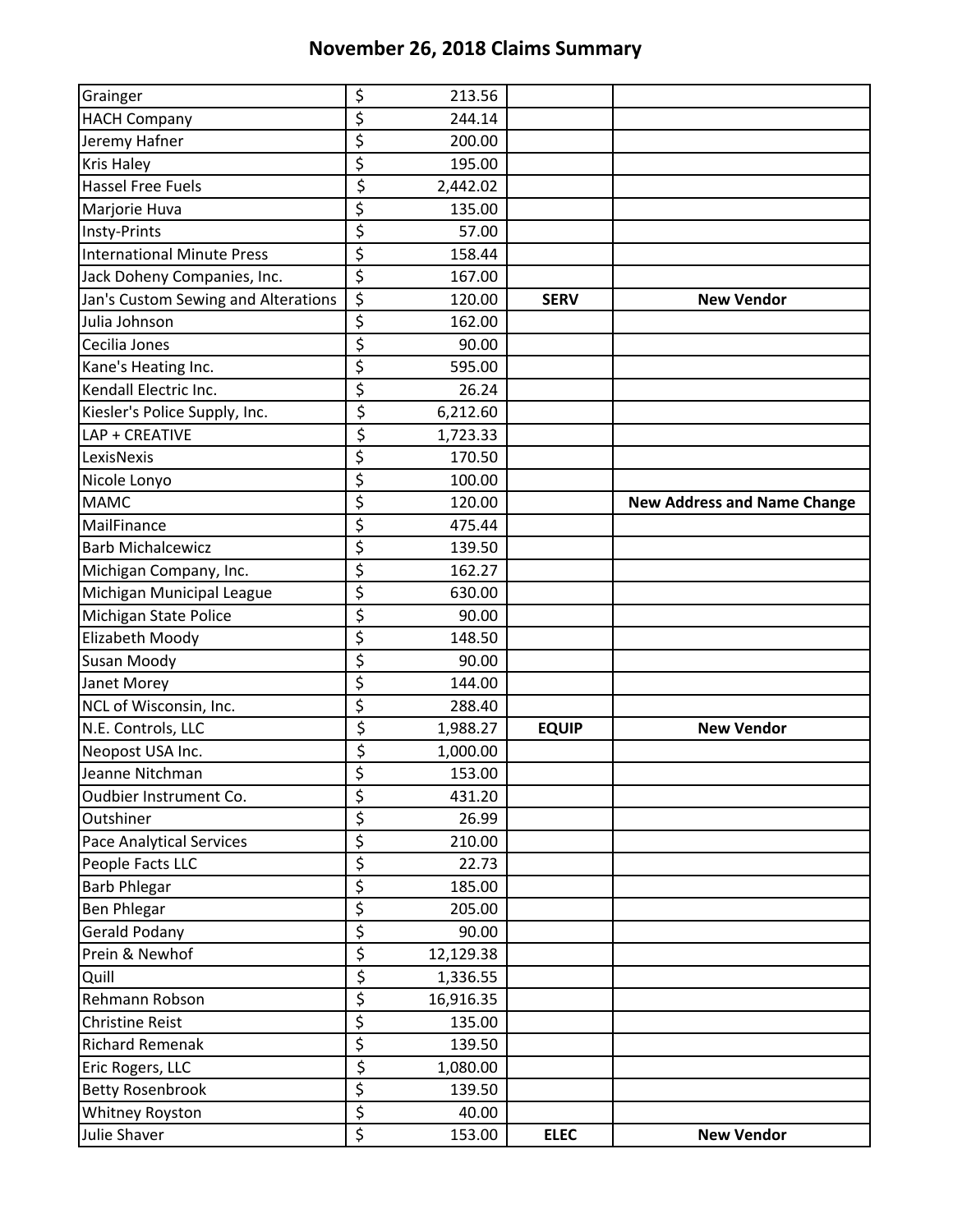# November 26, 2018 Claims Summary

| | | | |
|---|---|---|---|
| Grainger | $ 213.56 | | |
| HACH Company | $ 244.14 | | |
| Jeremy Hafner | $ 200.00 | | |
| Kris Haley | $ 195.00 | | |
| Hassel Free Fuels | $ 2,442.02 | | |
| Marjorie Huva | $ 135.00 | | |
| Insty-Prints | $ 57.00 | | |
| International Minute Press | $ 158.44 | | |
| Jack Doheny Companies, Inc. | $ 167.00 | | |
| Jan's Custom Sewing and Alterations | $ 120.00 | **SERV** | **New Vendor** |
| Julia Johnson | $ 162.00 | | |
| Cecilia Jones | $ 90.00 | | |
| Kane's Heating Inc. | $ 595.00 | | |
| Kendall Electric Inc. | $ 26.24 | | |
| Kiesler's Police Supply, Inc. | $ 6,212.60 | | |
| LAP + CREATIVE | $ 1,723.33 | | |
| LexisNexis | $ 170.50 | | |
| Nicole Lonyo | $ 100.00 | | |
| MAMC | $ 120.00 | | **New Address and Name Change** |
| MailFinance | $ 475.44 | | |
| Barb Michalcewicz | $ 139.50 | | |
| Michigan Company, Inc. | $ 162.27 | | |
| Michigan Municipal League | $ 630.00 | | |
| Michigan State Police | $ 90.00 | | |
| Elizabeth Moody | $ 148.50 | | |
| Susan Moody | $ 90.00 | | |
| Janet Morey | $ 144.00 | | |
| NCL of Wisconsin, Inc. | $ 288.40 | | |
| N.E. Controls, LLC | $ 1,988.27 | **EQUIP** | **New Vendor** |
| Neopost USA Inc. | $ 1,000.00 | | |
| Jeanne Nitchman | $ 153.00 | | |
| Oudbier Instrument Co. | $ 431.20 | | |
| Outshiner | $ 26.99 | | |
| Pace Analytical Services | $ 210.00 | | |
| People Facts LLC | $ 22.73 | | |
| Barb Phlegar | $ 185.00 | | |
| Ben Phlegar | $ 205.00 | | |
| Gerald Podany | $ 90.00 | | |
| Prein & Newhof | $ 12,129.38 | | |
| Quill | $ 1,336.55 | | |
| Rehmann Robson | $ 16,916.35 | | |
| Christine Reist | $ 135.00 | | |
| Richard Remenak | $ 139.50 | | |
| Eric Rogers, LLC | $ 1,080.00 | | |
| Betty Rosenbrook | $ 139.50 | | |
| Whitney Royston | $ 40.00 | | |
| Julie Shaver | $ 153.00 | **ELEC** | **New Vendor** |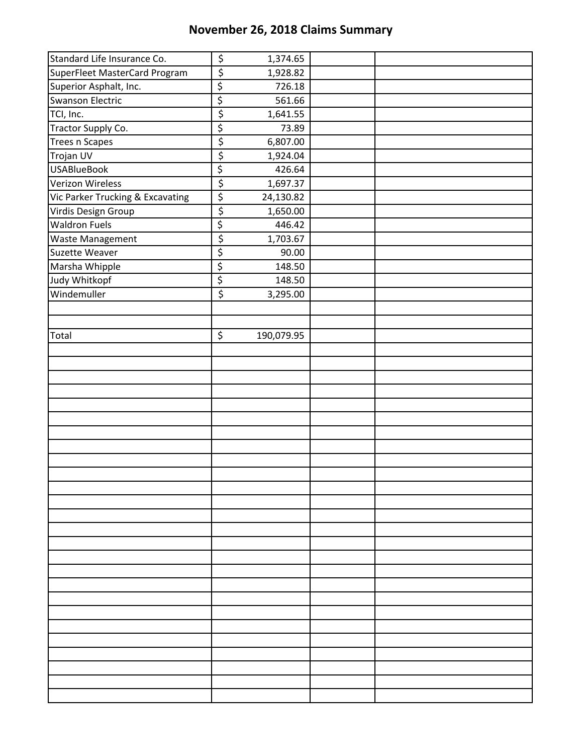# November 26, 2018 Claims Summary

| | | | |
|---|---|---|---|
| Standard Life Insurance Co. | $ 1,374.65 | | |
| SuperFleet MasterCard Program | $ 1,928.82 | | |
| Superior Asphalt, Inc. | $ 726.18 | | |
| Swanson Electric | $ 561.66 | | |
| TCI, Inc. | $ 1,641.55 | | |
| Tractor Supply Co. | $ 73.89 | | |
| Trees n Scapes | $ 6,807.00 | | |
| Trojan UV | $ 1,924.04 | | |
| USABlueBook | $ 426.64 | | |
| Verizon Wireless | $ 1,697.37 | | |
| Vic Parker Trucking & Excavating | $ 24,130.82 | | |
| Virdis Design Group | $ 1,650.00 | | |
| Waldron Fuels | $ 446.42 | | |
| Waste Management | $ 1,703.67 | | |
| Suzette Weaver | $ 90.00 | | |
| Marsha Whipple | $ 148.50 | | |
| Judy Whitkopf | $ 148.50 | | |
| Windemuller | $ 3,295.00 | | |
| | | | |
| | | | |
| Total | $ 190,079.95 | | |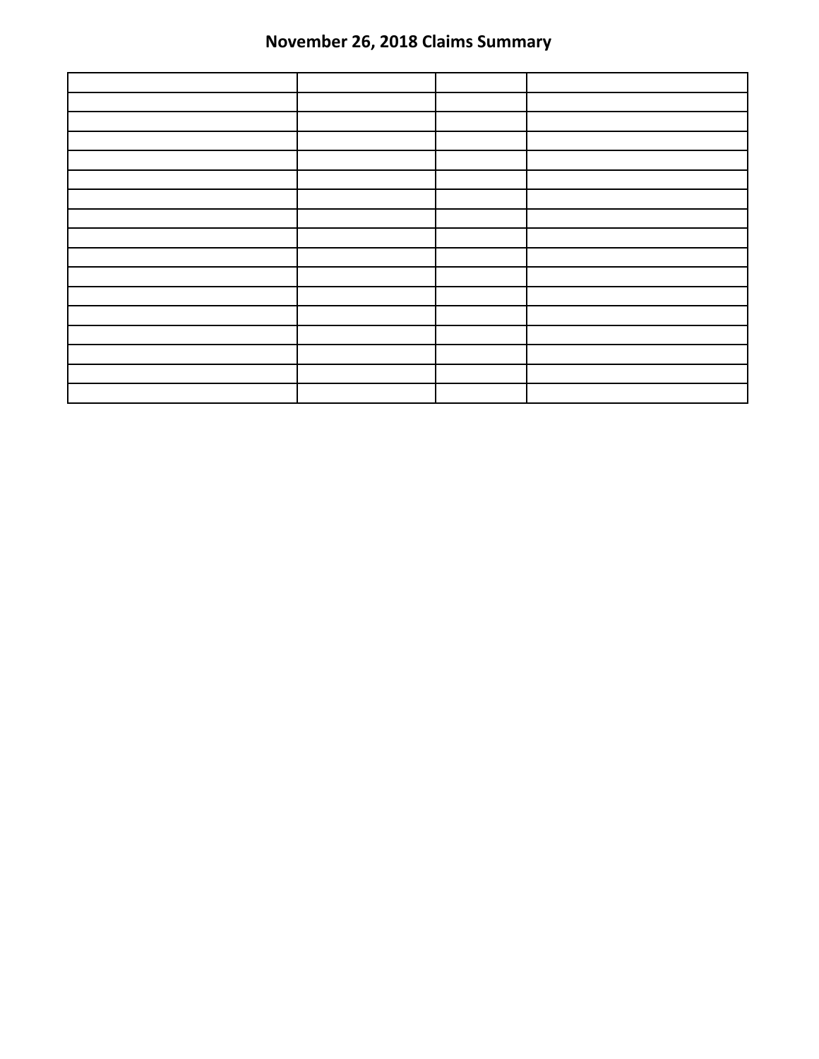**November 26, 2018 Claims Summary**

| | | | |
|---|---|---|---|
| | | | |
| | | | |
| | | | |
| | | | |
| | | | |
| | | | |
| | | | |
| | | | |
| | | | |
| | | | |
| | | | |
| | | | |
| | | | |
| | | | |
| | | | |
| | | | |